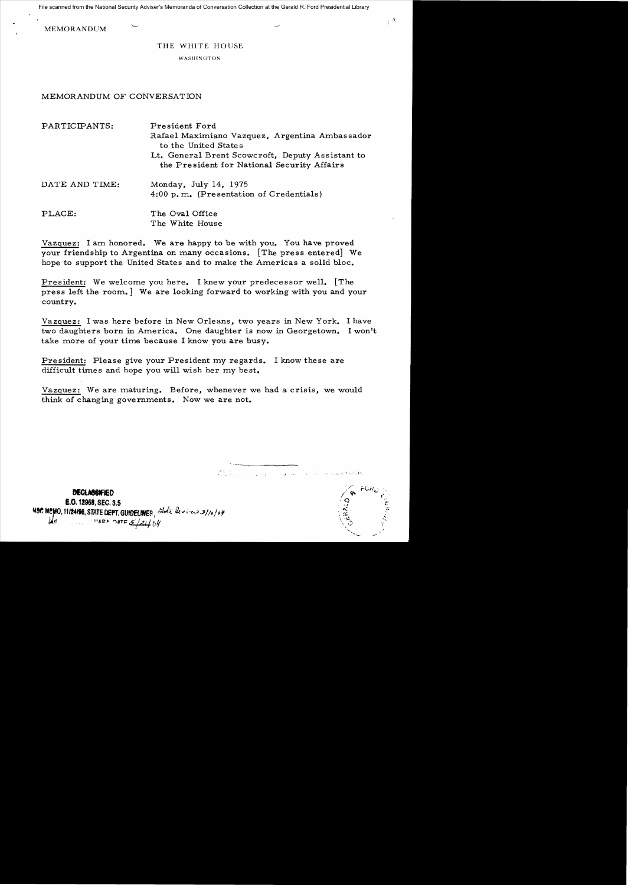File scanned from the National Security Adviser's Memoranda of Conversation Collection at the Gerald R. Ford Presidential Library

MEMORANDUM

THE WHITE HOUSE

WASHINGTON

MEMORANDUM OF CONVERSATION

PARTICIPANTS: President Ford
Rafael Maximiano Vazquez, Argentina Ambassador to the United States
Lt. General Brent Scowcroft, Deputy Assistant to the President for National Security Affairs

DATE AND TIME: Monday, July 14, 1975
4:00 p.m. (Presentation of Credentials)

PLACE: The Oval Office
The White House

Vazquez: I am honored. We are happy to be with you. You have proved your friendship to Argentina on many occasions. [The press entered] We hope to support the United States and to make the Americas a solid bloc.

President: We welcome you here. I knew your predecessor well. [The press left the room.] We are looking forward to working with you and your country.

Vazquez: I was here before in New Orleans, two years in New York. I have two daughters born in America. One daughter is now in Georgetown. I won't take more of your time because I know you are busy.

President: Please give your President my regards. I know these are difficult times and hope you will wish her my best.

Vazquez: We are maturing. Before, whenever we had a crisis, we would think of changing governments. Now we are not.

DECLASSIFIED
E.O. 12958, SEC. 3.5
NSC MEMO, 11/24/98, STATE DEPT. GUIDELINES, State Review 3/10/04
NARA DATE 5/21/04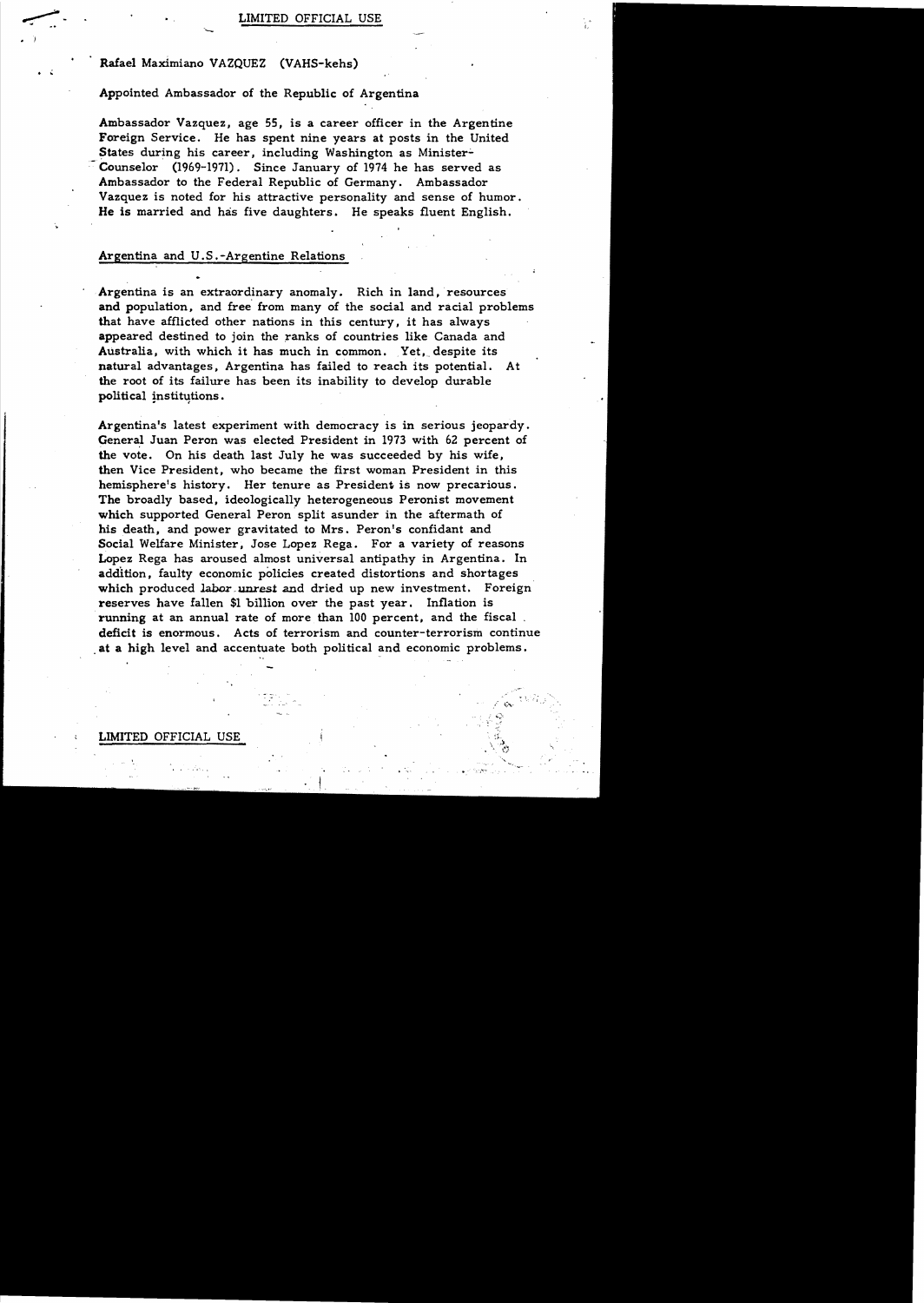LIMITED OFFICIAL USE

Rafael Maximiano VAZQUEZ (VAHS-kehs)

Appointed Ambassador of the Republic of Argentina

Ambassador Vazquez, age 55, is a career officer in the Argentine Foreign Service. He has spent nine years at posts in the United States during his career, including Washington as Minister-Counselor (1969-1971). Since January of 1974 he has served as Ambassador to the Federal Republic of Germany. Ambassador Vazquez is noted for his attractive personality and sense of humor. He is married and has five daughters. He speaks fluent English.

Argentina and U.S.-Argentine Relations

Argentina is an extraordinary anomaly. Rich in land, resources and population, and free from many of the social and racial problems that have afflicted other nations in this century, it has always appeared destined to join the ranks of countries like Canada and Australia, with which it has much in common. Yet, despite its natural advantages, Argentina has failed to reach its potential. At the root of its failure has been its inability to develop durable political institutions.

Argentina's latest experiment with democracy is in serious jeopardy. General Juan Peron was elected President in 1973 with 62 percent of the vote. On his death last July he was succeeded by his wife, then Vice President, who became the first woman President in this hemisphere's history. Her tenure as President is now precarious. The broadly based, ideologically heterogeneous Peronist movement which supported General Peron split asunder in the aftermath of his death, and power gravitated to Mrs. Peron's confidant and Social Welfare Minister, Jose Lopez Rega. For a variety of reasons Lopez Rega has aroused almost universal antipathy in Argentina. In addition, faulty economic policies created distortions and shortages which produced labor unrest and dried up new investment. Foreign reserves have fallen $1 billion over the past year. Inflation is running at an annual rate of more than 100 percent, and the fiscal deficit is enormous. Acts of terrorism and counter-terrorism continue at a high level and accentuate both political and economic problems.

LIMITED OFFICIAL USE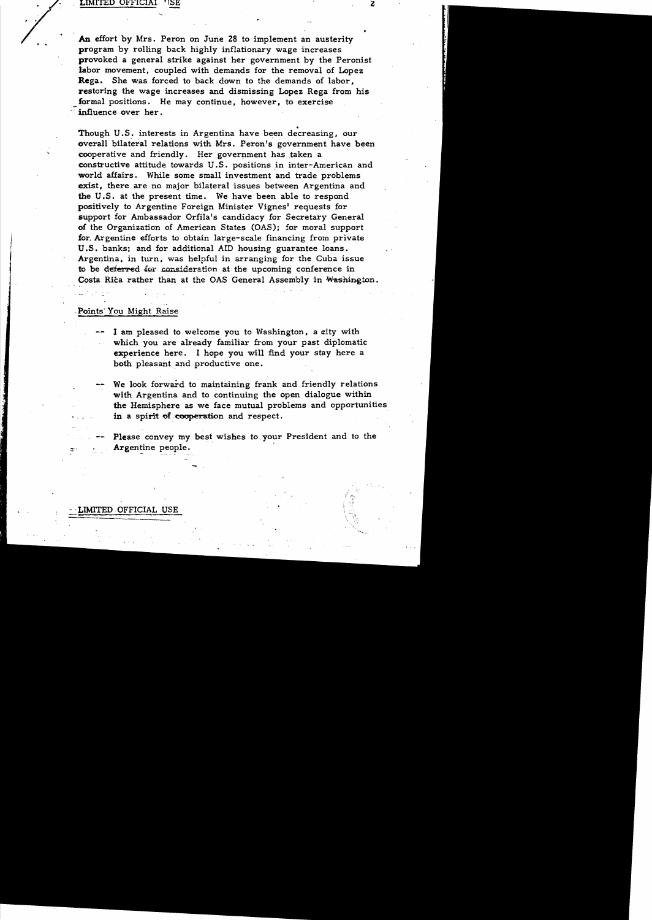An effort by Mrs. Peron on June 28 to implement an austerity program by rolling back highly inflationary wage increases provoked a general strike against her government by the Peronist labor movement, coupled with demands for the removal of Lopez Rega. She was forced to back down to the demands of labor, restoring the wage increases and dismissing Lopez Rega from his formal positions. He may continue, however, to exercise influence over her.

Though U.S. interests in Argentina have been decreasing, our overall bilateral relations with Mrs. Peron's government have been cooperative and friendly. Her government has taken a constructive attitude towards U.S. positions in inter-American and world affairs. While some small investment and trade problems exist, there are no major bilateral issues between Argentina and the U.S. at the present time. We have been able to respond positively to Argentine Foreign Minister Vignes' requests for support for Ambassador Orfila's candidacy for Secretary General of the Organization of American States (OAS); for moral support for Argentine efforts to obtain large-scale financing from private U.S. banks; and for additional AID housing guarantee loans. Argentina, in turn, was helpful in arranging for the Cuba issue to be deferred for consideration at the upcoming conference in Costa Rica rather than at the OAS General Assembly in Washington.

Points You Might Raise

-- I am pleased to welcome you to Washington, a city with which you are already familiar from your past diplomatic experience here. I hope you will find your stay here a both pleasant and productive one.

-- We look forward to maintaining frank and friendly relations with Argentina and to continuing the open dialogue within the Hemisphere as we face mutual problems and opportunities in a spirit of cooperation and respect.

-- Please convey my best wishes to your President and to the Argentine people.

LIMITED OFFICIAL USE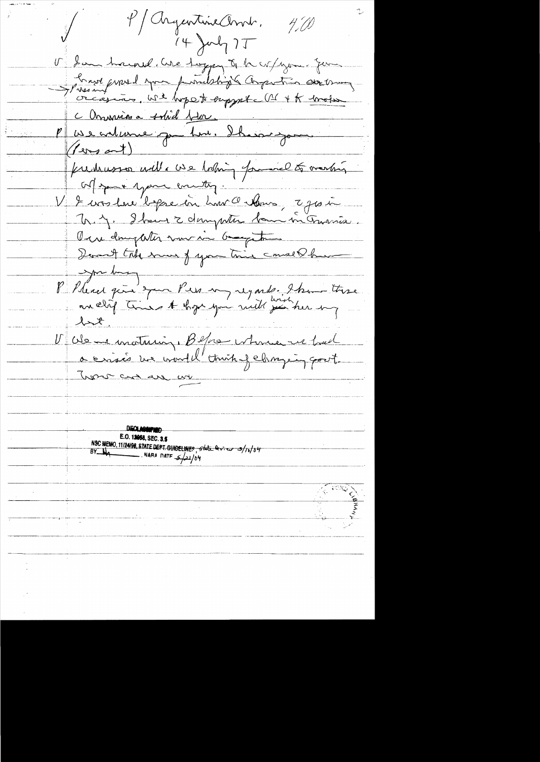P/Argentine Amb. 4:00
14 July 75

V I am honored. We happy to be w/you. You have expressed your friendship to Argentina on many occasions. We hope to support US + to make c America a solid bloc.

P We welcome you here. I hear your (Pres out) predecessor well. We looking forward to working w/ you + your country.

V I was here before in Law & Amb, 2 yrs in N.Y. I have 2 daughters born in America. One daughter now in Argentina. Don't take more of your time cause I know you busy.

P Please give your Pres my regards. I know these are diff times + hope you will wish her my best.

V We are maturing. Before whenever we had a crisis we would think of changing govt. Now we are w/

DECLASSIFIED
E.O. 12958, SEC. 3.5
NSC MEMO, 11/24/98, STATE DEPT. GUIDELINES, State Rev.ew 3/11/04
BY ___ NARA DATE 5/21/04